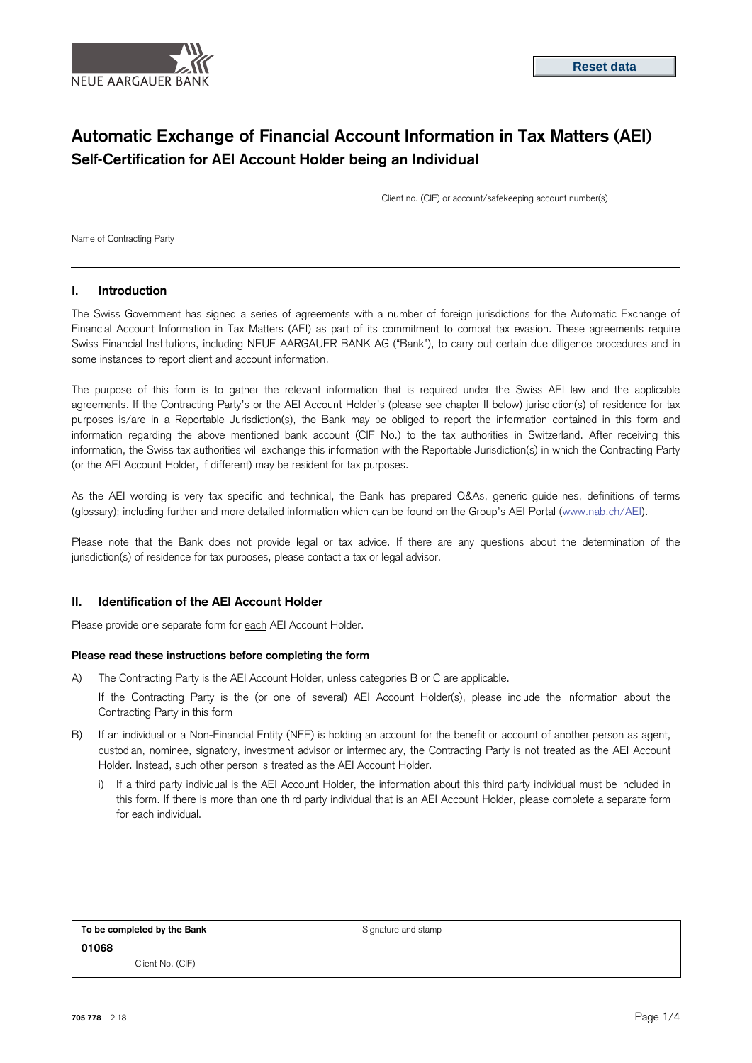NEUE AARGAUER BANK

Reset data

# Automatic Exchange of Financial Account Information in Tax Matters (AEI)

## Self-Certification for AEI Account Holder being an Individual

Client no. (CIF) or account/safekeeping account number(s)

Name of Contracting Party

### I. Introduction

The Swiss Government has signed a series of agreements with a number of foreign jurisdictions for the Automatic Exchange of Financial Account Information in Tax Matters (AEI) as part of its commitment to combat tax evasion. These agreements require Swiss Financial Institutions, including NEUE AARGAUER BANK AG ("Bank"), to carry out certain due diligence procedures and in some instances to report client and account information.

The purpose of this form is to gather the relevant information that is required under the Swiss AEI law and the applicable agreements. If the Contracting Party's or the AEI Account Holder's (please see chapter II below) jurisdiction(s) of residence for tax purposes is/are in a Reportable Jurisdiction(s), the Bank may be obliged to report the information contained in this form and information regarding the above mentioned bank account (CIF No.) to the tax authorities in Switzerland. After receiving this information, the Swiss tax authorities will exchange this information with the Reportable Jurisdiction(s) in which the Contracting Party (or the AEI Account Holder, if different) may be resident for tax purposes.

As the AEI wording is very tax specific and technical, the Bank has prepared Q&As, generic guidelines, definitions of terms (glossary); including further and more detailed information which can be found on the Group's AEI Portal (www.nab.ch/AEI).

Please note that the Bank does not provide legal or tax advice. If there are any questions about the determination of the jurisdiction(s) of residence for tax purposes, please contact a tax or legal advisor.

### II. Identification of the AEI Account Holder

Please provide one separate form for each AEI Account Holder.

**Please read these instructions before completing the form**

A) The Contracting Party is the AEI Account Holder, unless categories B or C are applicable.

If the Contracting Party is the (or one of several) AEI Account Holder(s), please include the information about the Contracting Party in this form

B) If an individual or a Non-Financial Entity (NFE) is holding an account for the benefit or account of another person as agent, custodian, nominee, signatory, investment advisor or intermediary, the Contracting Party is not treated as the AEI Account Holder. Instead, such other person is treated as the AEI Account Holder.

   i) If a third party individual is the AEI Account Holder, the information about this third party individual must be included in this form. If there is more than one third party individual that is an AEI Account Holder, please complete a separate form for each individual.

| **To be completed by the Bank** | Signature and stamp |
|---|---|
| **01068** | |
| Client No. (CIF) | |

**705 778** 2.18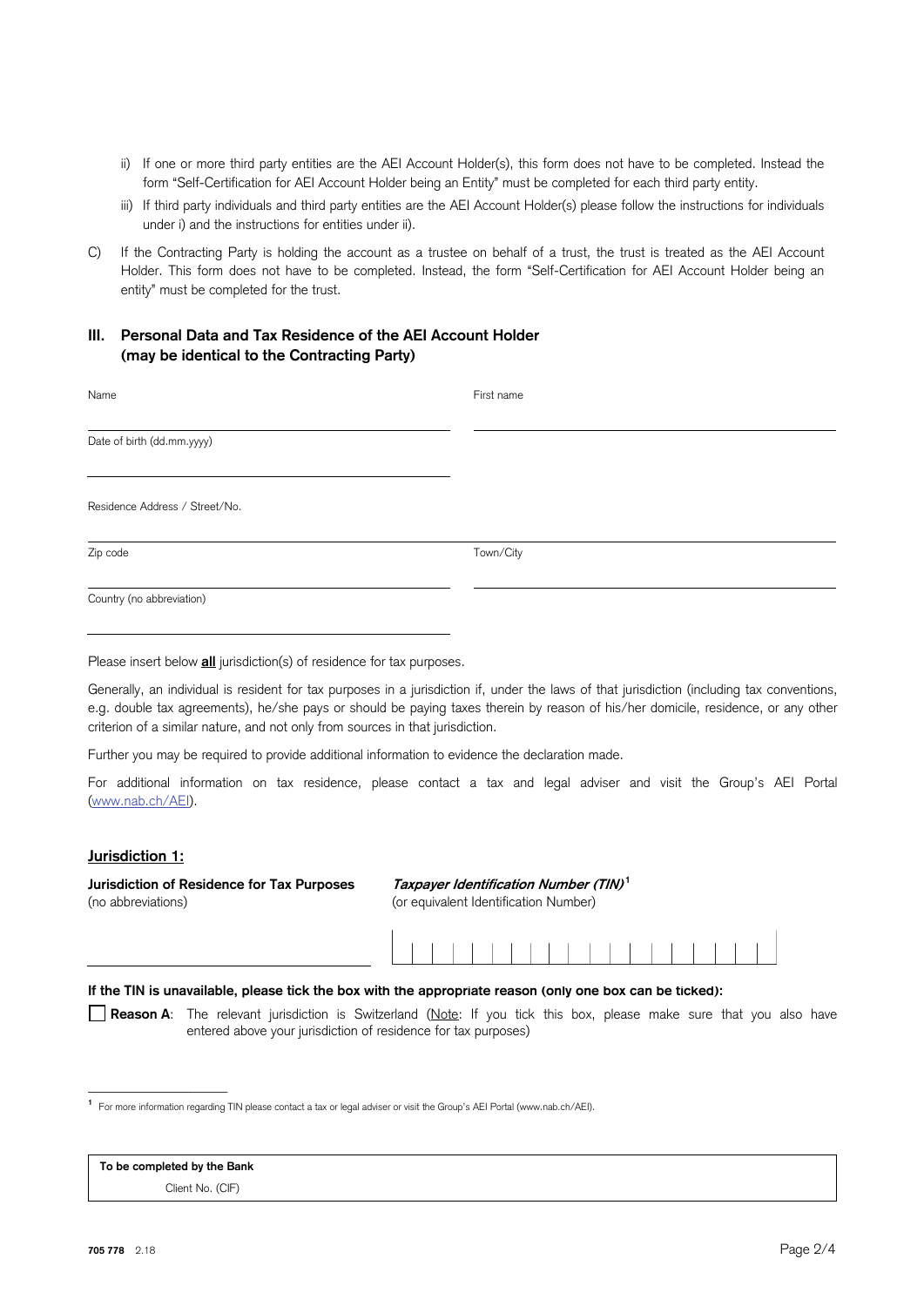ii) If one or more third party entities are the AEI Account Holder(s), this form does not have to be completed. Instead the form "Self-Certification for AEI Account Holder being an Entity" must be completed for each third party entity.

iii) If third party individuals and third party entities are the AEI Account Holder(s) please follow the instructions for individuals under i) and the instructions for entities under ii).

C) If the Contracting Party is holding the account as a trustee on behalf of a trust, the trust is treated as the AEI Account Holder. This form does not have to be completed. Instead, the form "Self-Certification for AEI Account Holder being an entity" must be completed for the trust.

## III. Personal Data and Tax Residence of the AEI Account Holder (may be identical to the Contracting Party)

Name ______________________ First name ______________________

Date of birth (dd.mm.yyyy) ______________________

Residence Address / Street/No. ______________________

Zip code ______________________ Town/City ______________________

Country (no abbreviation) ______________________

Please insert below **all** jurisdiction(s) of residence for tax purposes.

Generally, an individual is resident for tax purposes in a jurisdiction if, under the laws of that jurisdiction (including tax conventions, e.g. double tax agreements), he/she pays or should be paying taxes therein by reason of his/her domicile, residence, or any other criterion of a similar nature, and not only from sources in that jurisdiction.

Further you may be required to provide additional information to evidence the declaration made.

For additional information on tax residence, please contact a tax and legal adviser and visit the Group's AEI Portal (www.nab.ch/AEI).

**Jurisdiction 1:**

| **Jurisdiction of Residence for Tax Purposes** (no abbreviations) | ***Taxpayer Identification Number (TIN)***[1] (or equivalent Identification Number) |
|---|---|
| | |

**If the TIN is unavailable, please tick the box with the appropriate reason (only one box can be ticked):**

☐ **Reason A**: The relevant jurisdiction is Switzerland (Note: If you tick this box, please make sure that you also have entered above your jurisdiction of residence for tax purposes)

[1] For more information regarding TIN please contact a tax or legal adviser or visit the Group's AEI Portal (www.nab.ch/AEI).

| **To be completed by the Bank** |
|---|
| Client No. (CIF) |

705 778 2.18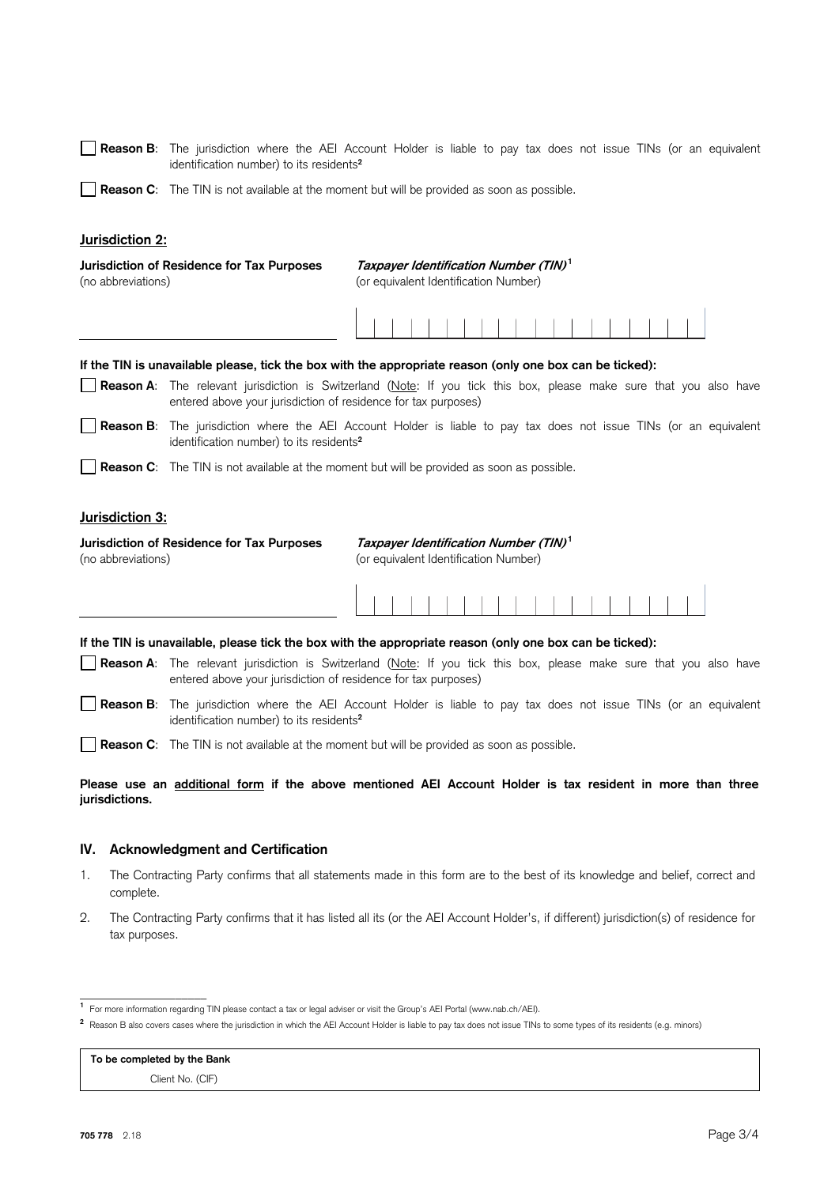☐ **Reason B**: The jurisdiction where the AEI Account Holder is liable to pay tax does not issue TINs (or an equivalent identification number) to its residents[2]

☐ **Reason C**: The TIN is not available at the moment but will be provided as soon as possible.

**Jurisdiction 2:**

**Jurisdiction of Residence for Tax Purposes**
(no abbreviations)

***Taxpayer Identification Number (TIN)***[1]
(or equivalent Identification Number)

**If the TIN is unavailable please, tick the box with the appropriate reason (only one box can be ticked):**

☐ **Reason A**: The relevant jurisdiction is Switzerland (Note: If you tick this box, please make sure that you also have entered above your jurisdiction of residence for tax purposes)

☐ **Reason B**: The jurisdiction where the AEI Account Holder is liable to pay tax does not issue TINs (or an equivalent identification number) to its residents[2]

☐ **Reason C**: The TIN is not available at the moment but will be provided as soon as possible.

**Jurisdiction 3:**

**Jurisdiction of Residence for Tax Purposes**
(no abbreviations)

***Taxpayer Identification Number (TIN)***[1]
(or equivalent Identification Number)

**If the TIN is unavailable, please tick the box with the appropriate reason (only one box can be ticked):**

☐ **Reason A**: The relevant jurisdiction is Switzerland (Note: If you tick this box, please make sure that you also have entered above your jurisdiction of residence for tax purposes)

☐ **Reason B**: The jurisdiction where the AEI Account Holder is liable to pay tax does not issue TINs (or an equivalent identification number) to its residents[2]

☐ **Reason C**: The TIN is not available at the moment but will be provided as soon as possible.

**Please use an additional form if the above mentioned AEI Account Holder is tax resident in more than three jurisdictions.**

## IV. Acknowledgment and Certification

1. The Contracting Party confirms that all statements made in this form are to the best of its knowledge and belief, correct and complete.
2. The Contracting Party confirms that it has listed all its (or the AEI Account Holder's, if different) jurisdiction(s) of residence for tax purposes.

[1] For more information regarding TIN please contact a tax or legal adviser or visit the Group's AEI Portal (www.nab.ch/AEI).

[2] Reason B also covers cases where the jurisdiction in which the AEI Account Holder is liable to pay tax does not issue TINs to some types of its residents (e.g. minors)

| **To be completed by the Bank** |
| --- |
| Client No. (CIF) |

705 778 2.18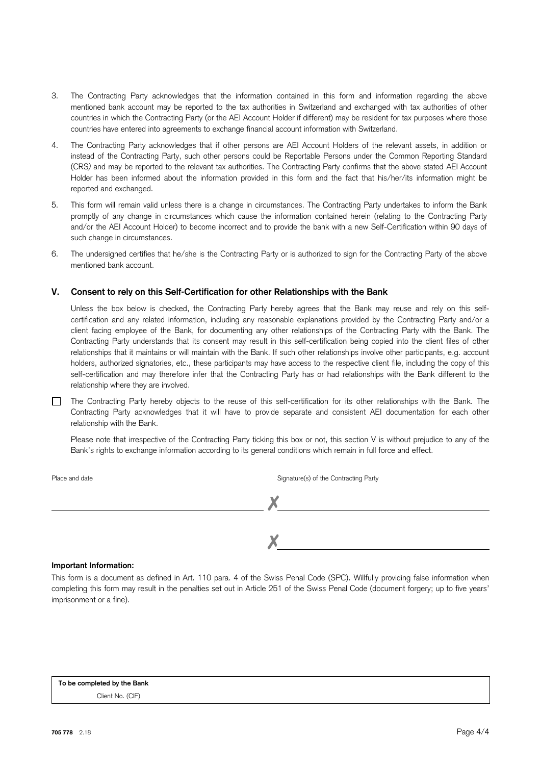3. The Contracting Party acknowledges that the information contained in this form and information regarding the above mentioned bank account may be reported to the tax authorities in Switzerland and exchanged with tax authorities of other countries in which the Contracting Party (or the AEI Account Holder if different) may be resident for tax purposes where those countries have entered into agreements to exchange financial account information with Switzerland.

4. The Contracting Party acknowledges that if other persons are AEI Account Holders of the relevant assets, in addition or instead of the Contracting Party, such other persons could be Reportable Persons under the Common Reporting Standard (CRS) and may be reported to the relevant tax authorities. The Contracting Party confirms that the above stated AEI Account Holder has been informed about the information provided in this form and the fact that his/her/its information might be reported and exchanged.

5. This form will remain valid unless there is a change in circumstances. The Contracting Party undertakes to inform the Bank promptly of any change in circumstances which cause the information contained herein (relating to the Contracting Party and/or the AEI Account Holder) to become incorrect and to provide the bank with a new Self-Certification within 90 days of such change in circumstances.

6. The undersigned certifies that he/she is the Contracting Party or is authorized to sign for the Contracting Party of the above mentioned bank account.

## V. Consent to rely on this Self-Certification for other Relationships with the Bank

Unless the box below is checked, the Contracting Party hereby agrees that the Bank may reuse and rely on this self-certification and any related information, including any reasonable explanations provided by the Contracting Party and/or a client facing employee of the Bank, for documenting any other relationships of the Contracting Party with the Bank. The Contracting Party understands that its consent may result in this self-certification being copied into the client files of other relationships that it maintains or will maintain with the Bank. If such other relationships involve other participants, e.g. account holders, authorized signatories, etc., these participants may have access to the respective client file, including the copy of this self-certification and may therefore infer that the Contracting Party has or had relationships with the Bank different to the relationship where they are involved.

☐ The Contracting Party hereby objects to the reuse of this self-certification for its other relationships with the Bank. The Contracting Party acknowledges that it will have to provide separate and consistent AEI documentation for each other relationship with the Bank.

Please note that irrespective of the Contracting Party ticking this box or not, this section V is without prejudice to any of the Bank's rights to exchange information according to its general conditions which remain in full force and effect.

Place and date ______________________

Signature(s) of the Contracting Party

✗ ______________________

✗ ______________________

**Important Information:**

This form is a document as defined in Art. 110 para. 4 of the Swiss Penal Code (SPC). Willfully providing false information when completing this form may result in the penalties set out in Article 251 of the Swiss Penal Code (document forgery; up to five years' imprisonment or a fine).

**To be completed by the Bank**

Client No. (CIF)

705 778 2.18